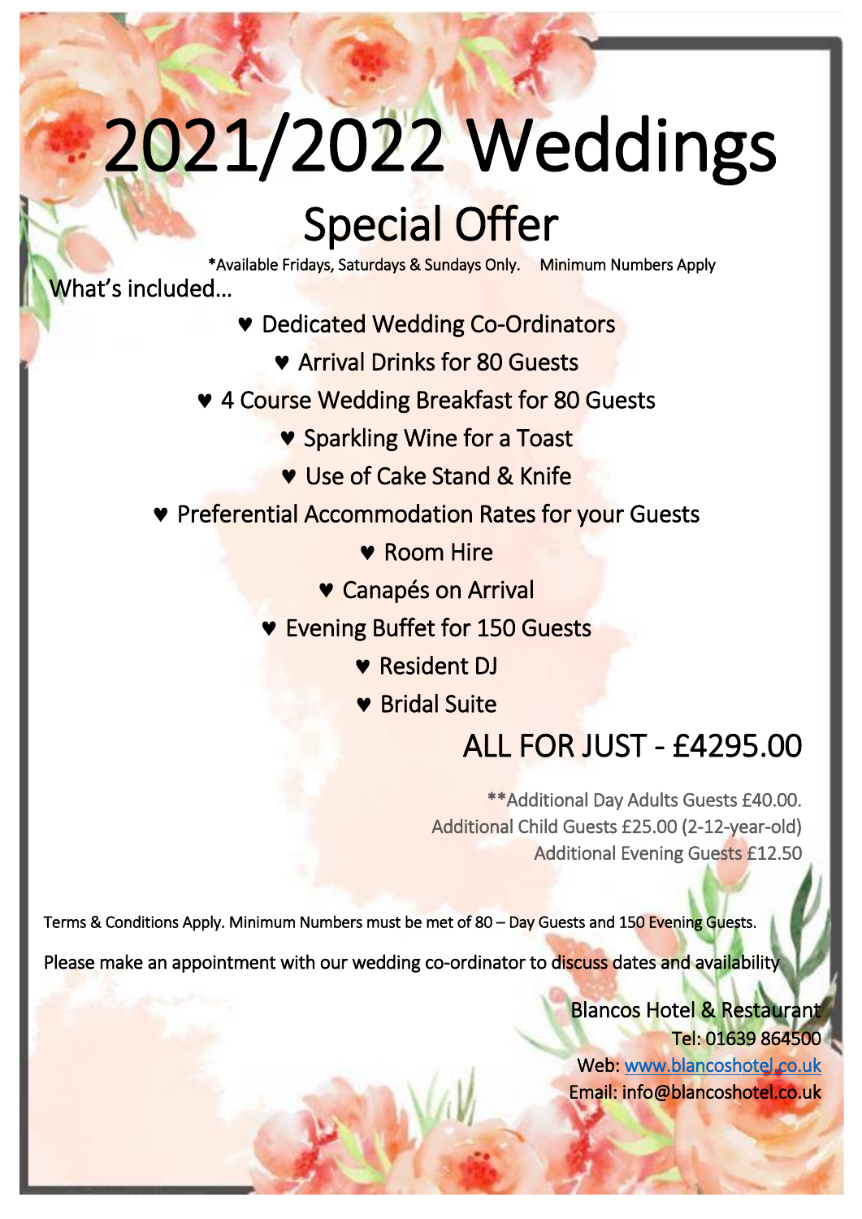# 2021/2022 Weddings

## Special Offer

*Available Fridays, Saturdays & Sundays Only.     Minimum Numbers Apply

What's included…

- ♥ Dedicated Wedding Co-Ordinators
- ♥ Arrival Drinks for 80 Guests
- ♥ 4 Course Wedding Breakfast for 80 Guests
- ♥ Sparkling Wine for a Toast
- ♥ Use of Cake Stand & Knife
- ♥ Preferential Accommodation Rates for your Guests
- ♥ Room Hire
- ♥ Canapés on Arrival
- ♥ Evening Buffet for 150 Guests
- ♥ Resident DJ
- ♥ Bridal Suite

## ALL FOR JUST - £4295.00

**Additional Day Adults Guests £40.00.
Additional Child Guests £25.00 (2-12-year-old)
Additional Evening Guests £12.50

Terms & Conditions Apply. Minimum Numbers must be met of 80 – Day Guests and 150 Evening Guests.

Please make an appointment with our wedding co-ordinator to discuss dates and availability

Blancos Hotel & Restaurant
Tel: 01639 864500
Web: www.blancoshotel.co.uk
Email: info@blancoshotel.co.uk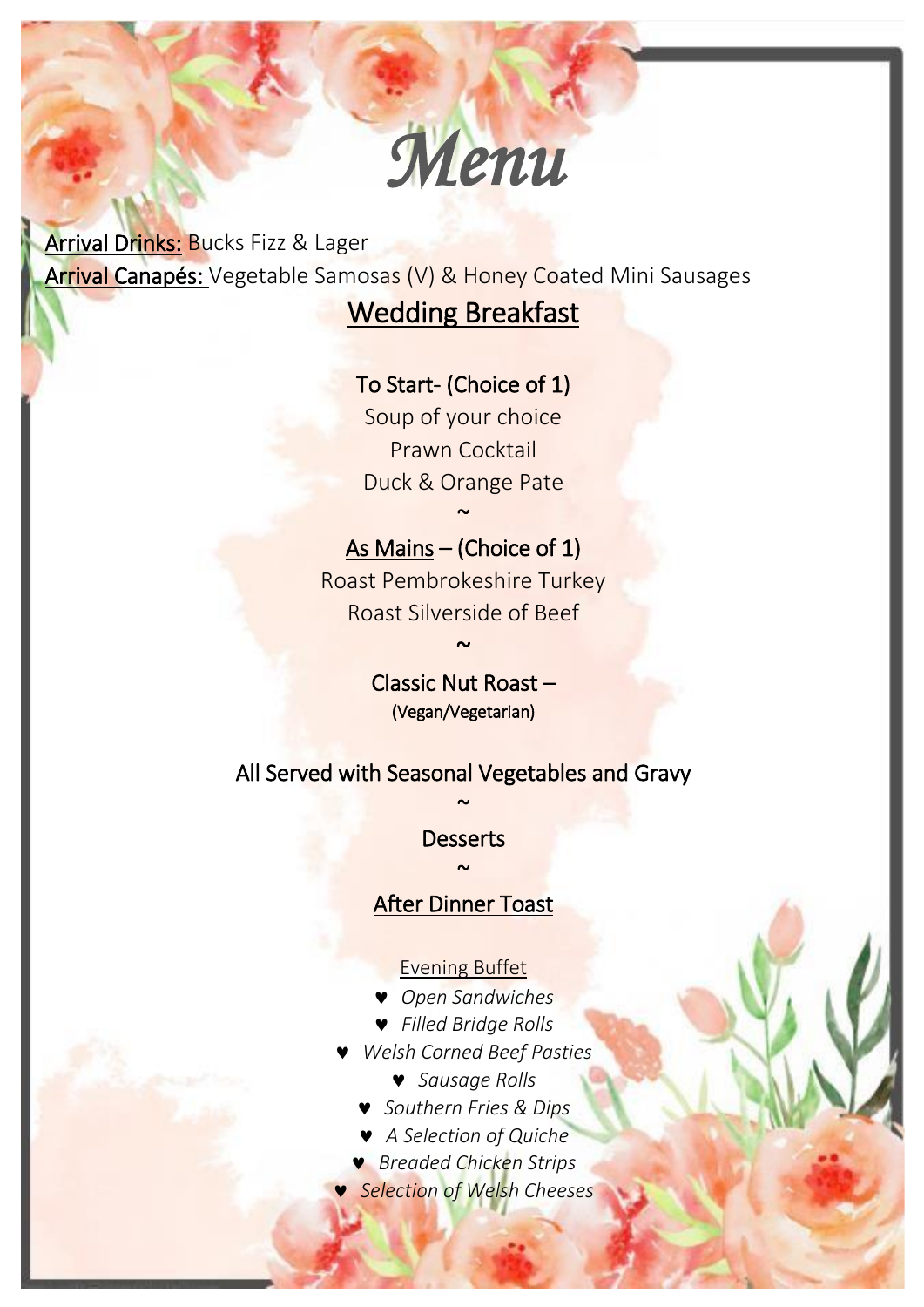# *Menu*

**Arrival Drinks:** Bucks Fizz & Lager

**Arrival Canapés:** Vegetable Samosas (V) & Honey Coated Mini Sausages

## Wedding Breakfast

**To Start- (Choice of 1)**

Soup of your choice

Prawn Cocktail

Duck & Orange Pate

~

**As Mains – (Choice of 1)**

Roast Pembrokeshire Turkey

Roast Silverside of Beef

~

**Classic Nut Roast –**

**(Vegan/Vegetarian)**

**All Served with Seasonal Vegetables and Gravy**

~

**Desserts**

~

**After Dinner Toast**

Evening Buffet

- *Open Sandwiches*
- *Filled Bridge Rolls*
- *Welsh Corned Beef Pasties*
- *Sausage Rolls*
- *Southern Fries & Dips*
- *A Selection of Quiche*
- *Breaded Chicken Strips*
- *Selection of Welsh Cheeses*